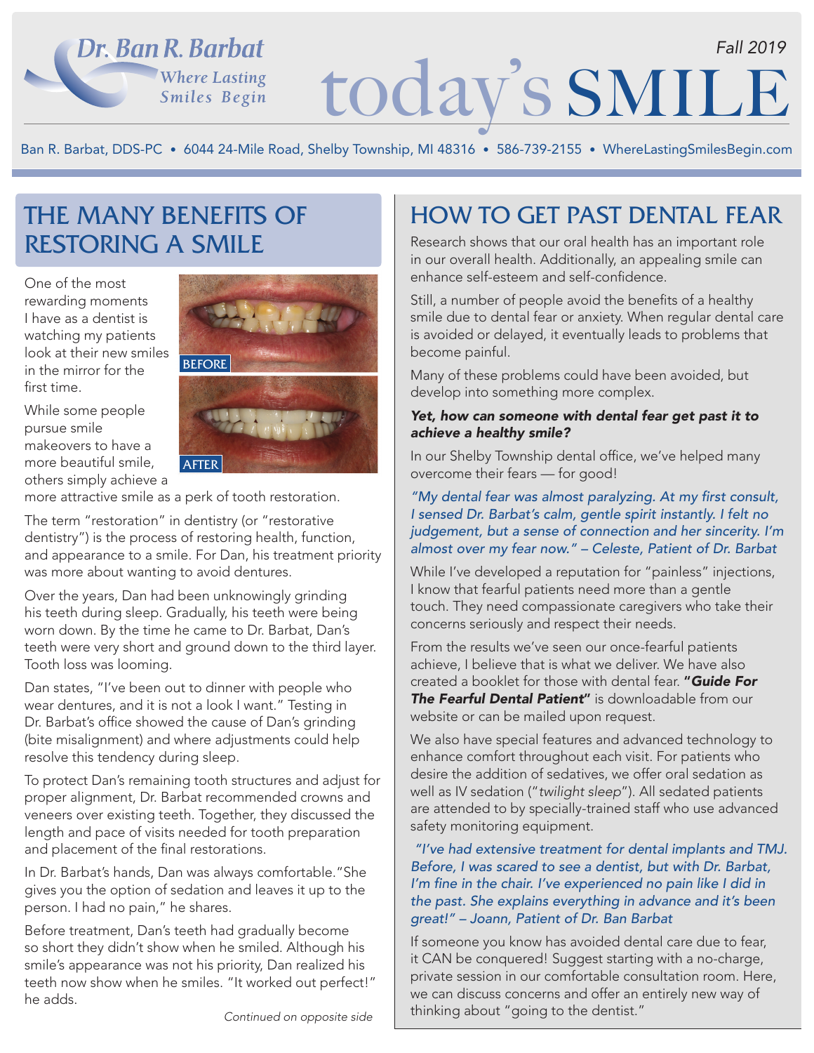# today's SMILE

Dr. Ban R. Barbat — Where Lasting Smiles Begin

Fall 2019

Ban R. Barbat, DDS-PC • 6044 24-Mile Road, Shelby Township, MI 48316 • 586-739-2155 • WhereLastingSmilesBegin.com

## THE MANY BENEFITS OF RESTORING A SMILE

One of the most rewarding moments I have as a dentist is watching my patients look at their new smiles in the mirror for the first time.

BEFORE

AFTER

While some people pursue smile makeovers to have a more beautiful smile, others simply achieve a more attractive smile as a perk of tooth restoration.

The term "restoration" in dentistry (or "restorative dentistry") is the process of restoring health, function, and appearance to a smile. For Dan, his treatment priority was more about wanting to avoid dentures.

Over the years, Dan had been unknowingly grinding his teeth during sleep. Gradually, his teeth were being worn down. By the time he came to Dr. Barbat, Dan's teeth were very short and ground down to the third layer. Tooth loss was looming.

Dan states, "I've been out to dinner with people who wear dentures, and it is not a look I want." Testing in Dr. Barbat's office showed the cause of Dan's grinding (bite misalignment) and where adjustments could help resolve this tendency during sleep.

To protect Dan's remaining tooth structures and adjust for proper alignment, Dr. Barbat recommended crowns and veneers over existing teeth. Together, they discussed the length and pace of visits needed for tooth preparation and placement of the final restorations.

In Dr. Barbat's hands, Dan was always comfortable."She gives you the option of sedation and leaves it up to the person. I had no pain," he shares.

Before treatment, Dan's teeth had gradually become so short they didn't show when he smiled. Although his smile's appearance was not his priority, Dan realized his teeth now show when he smiles. "It worked out perfect!" he adds.

*Continued on opposite side*

## HOW TO GET PAST DENTAL FEAR

Research shows that our oral health has an important role in our overall health. Additionally, an appealing smile can enhance self-esteem and self-confidence.

Still, a number of people avoid the benefits of a healthy smile due to dental fear or anxiety. When regular dental care is avoided or delayed, it eventually leads to problems that become painful.

Many of these problems could have been avoided, but develop into something more complex.

***Yet, how can someone with dental fear get past it to achieve a healthy smile?***

In our Shelby Township dental office, we've helped many overcome their fears — for good!

*"My dental fear was almost paralyzing. At my first consult, I sensed Dr. Barbat's calm, gentle spirit instantly. I felt no judgement, but a sense of connection and her sincerity. I'm almost over my fear now." – Celeste, Patient of Dr. Barbat*

While I've developed a reputation for "painless" injections, I know that fearful patients need more than a gentle touch. They need compassionate caregivers who take their concerns seriously and respect their needs.

From the results we've seen our once-fearful patients achieve, I believe that is what we deliver. We have also created a booklet for those with dental fear. ***"Guide For The Fearful Dental Patient"*** is downloadable from our website or can be mailed upon request.

We also have special features and advanced technology to enhance comfort throughout each visit. For patients who desire the addition of sedatives, we offer oral sedation as well as IV sedation ("*twilight sleep*"). All sedated patients are attended to by specially-trained staff who use advanced safety monitoring equipment.

*"I've had extensive treatment for dental implants and TMJ. Before, I was scared to see a dentist, but with Dr. Barbat, I'm fine in the chair. I've experienced no pain like I did in the past. She explains everything in advance and it's been great!" – Joann, Patient of Dr. Ban Barbat*

If someone you know has avoided dental care due to fear, it CAN be conquered! Suggest starting with a no-charge, private session in our comfortable consultation room. Here, we can discuss concerns and offer an entirely new way of thinking about "going to the dentist."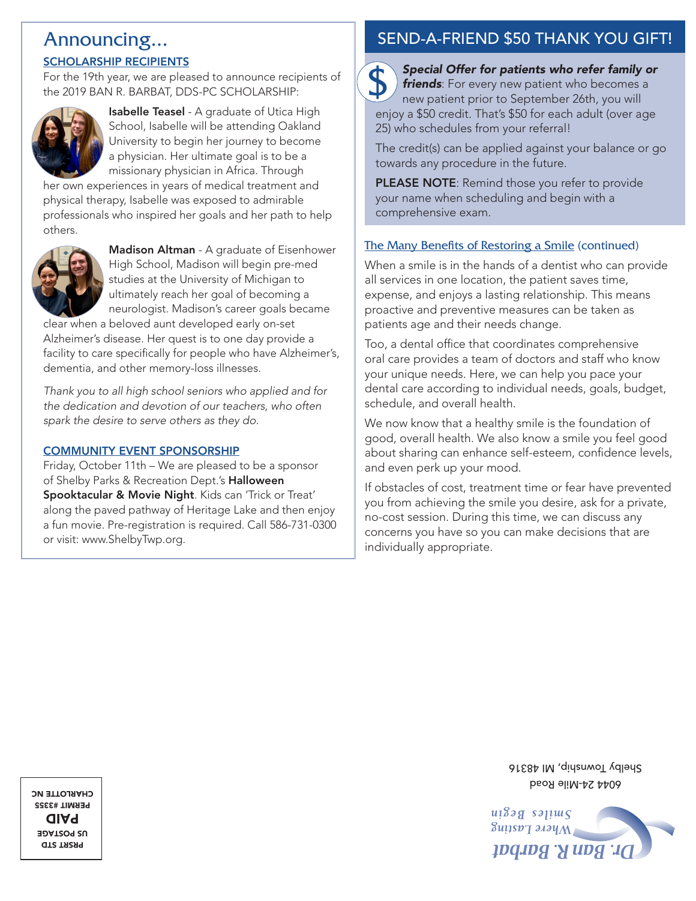# Announcing...

## SCHOLARSHIP RECIPIENTS

For the 19th year, we are pleased to announce recipients of the 2019 BAN R. BARBAT, DDS-PC SCHOLARSHIP:

**Isabelle Teasel** - A graduate of Utica High School, Isabelle will be attending Oakland University to begin her journey to become a physician. Her ultimate goal is to be a missionary physician in Africa. Through her own experiences in years of medical treatment and physical therapy, Isabelle was exposed to admirable professionals who inspired her goals and her path to help others.

**Madison Altman** - A graduate of Eisenhower High School, Madison will begin pre-med studies at the University of Michigan to ultimately reach her goal of becoming a neurologist. Madison's career goals became clear when a beloved aunt developed early on-set Alzheimer's disease. Her quest is to one day provide a facility to care specifically for people who have Alzheimer's, dementia, and other memory-loss illnesses.

*Thank you to all high school seniors who applied and for the dedication and devotion of our teachers, who often spark the desire to serve others as they do.*

## COMMUNITY EVENT SPONSORSHIP

Friday, October 11th – We are pleased to be a sponsor of Shelby Parks & Recreation Dept.'s **Halloween Spooktacular & Movie Night**. Kids can 'Trick or Treat' along the paved pathway of Heritage Lake and then enjoy a fun movie. Pre-registration is required. Call 586-731-0300 or visit: www.ShelbyTwp.org.

# SEND-A-FRIEND $50 THANK YOU GIFT!

***Special Offer for patients who refer family or friends***: For every new patient who becomes a new patient prior to September 26th, you will enjoy a $50 credit. That's $50 for each adult (over age 25) who schedules from your referral!

The credit(s) can be applied against your balance or go towards any procedure in the future.

**PLEASE NOTE**: Remind those you refer to provide your name when scheduling and begin with a comprehensive exam.

## The Many Benefits of Restoring a Smile (continued)

When a smile is in the hands of a dentist who can provide all services in one location, the patient saves time, expense, and enjoys a lasting relationship. This means proactive and preventive measures can be taken as patients age and their needs change.

Too, a dental office that coordinates comprehensive oral care provides a team of doctors and staff who know your unique needs. Here, we can help you pace your dental care according to individual needs, goals, budget, schedule, and overall health.

We now know that a healthy smile is the foundation of good, overall health. We also know a smile you feel good about sharing can enhance self-esteem, confidence levels, and even perk up your mood.

If obstacles of cost, treatment time or fear have prevented you from achieving the smile you desire, ask for a private, no-cost session. During this time, we can discuss any concerns you have so you can make decisions that are individually appropriate.

Dr. Ban R. Barbat
Where Lasting Smiles Begin
6044 24-Mile Road
Shelby Township, MI 48316

PRSRT STD
US POSTAGE
PAID
PERMIT #3355
CHARLOTTE NC